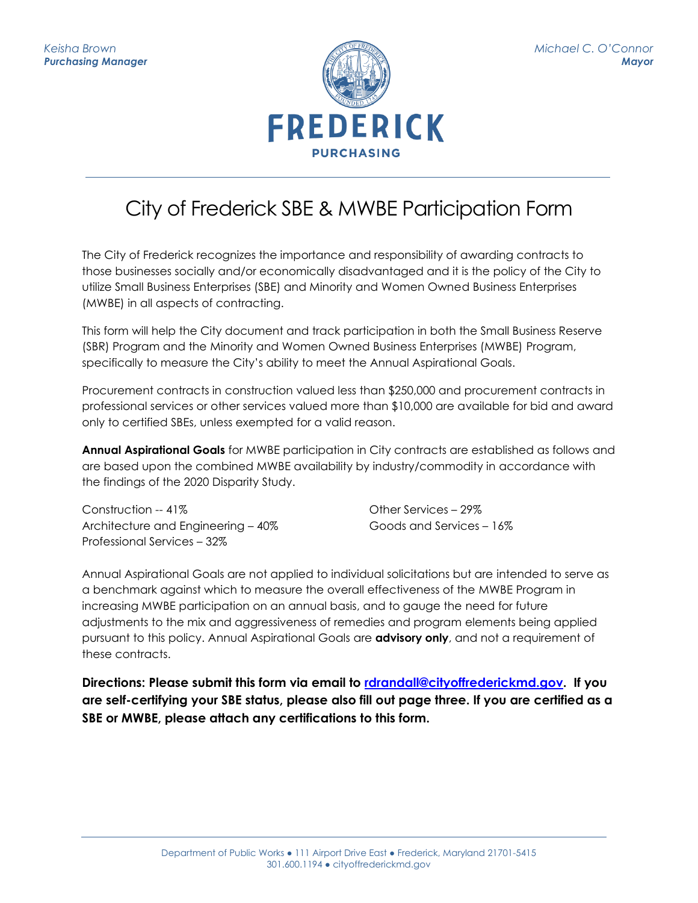*Keisha Brown*
***Purchasing Manager***

*Michael C. O'Connor*
***Mayor***

FREDERICK
PURCHASING

# City of Frederick SBE & MWBE Participation Form

The City of Frederick recognizes the importance and responsibility of awarding contracts to those businesses socially and/or economically disadvantaged and it is the policy of the City to utilize Small Business Enterprises (SBE) and Minority and Women Owned Business Enterprises (MWBE) in all aspects of contracting.

This form will help the City document and track participation in both the Small Business Reserve (SBR) Program and the Minority and Women Owned Business Enterprises (MWBE) Program, specifically to measure the City's ability to meet the Annual Aspirational Goals.

Procurement contracts in construction valued less than $250,000 and procurement contracts in professional services or other services valued more than $10,000 are available for bid and award only to certified SBEs, unless exempted for a valid reason.

**Annual Aspirational Goals** for MWBE participation in City contracts are established as follows and are based upon the combined MWBE availability by industry/commodity in accordance with the findings of the 2020 Disparity Study.

Construction -- 41%
Architecture and Engineering – 40%
Professional Services – 32%
Other Services – 29%
Goods and Services – 16%

Annual Aspirational Goals are not applied to individual solicitations but are intended to serve as a benchmark against which to measure the overall effectiveness of the MWBE Program in increasing MWBE participation on an annual basis, and to gauge the need for future adjustments to the mix and aggressiveness of remedies and program elements being applied pursuant to this policy. Annual Aspirational Goals are **advisory only**, and not a requirement of these contracts.

**Directions: Please submit this form via email to rdrandall@cityoffrederickmd.gov. If you are self-certifying your SBE status, please also fill out page three. If you are certified as a SBE or MWBE, please attach any certifications to this form.**

Department of Public Works ● 111 Airport Drive East ● Frederick, Maryland 21701-5415
301.600.1194 ● cityoffrederickmd.gov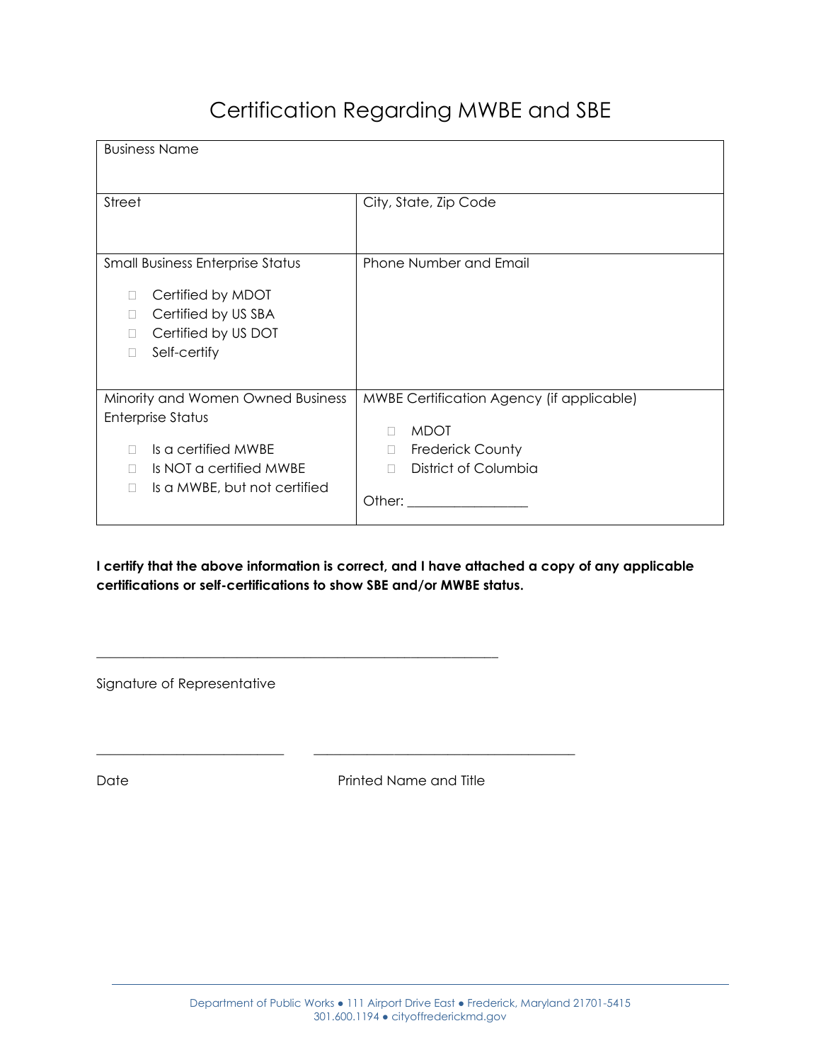# Certification Regarding MWBE and SBE

| Business Name | |
|---|---|
| Street | City, State, Zip Code |
| Small Business Enterprise Status<br><br>☐ Certified by MDOT<br>☐ Certified by US SBA<br>☐ Certified by US DOT<br>☐ Self-certify | Phone Number and Email |
| Minority and Women Owned Business Enterprise Status<br><br>☐ Is a certified MWBE<br>☐ Is NOT a certified MWBE<br>☐ Is a MWBE, but not certified | MWBE Certification Agency (if applicable)<br><br>☐ MDOT<br>☐ Frederick County<br>☐ District of Columbia<br><br>Other: _________________ |

**I certify that the above information is correct, and I have attached a copy of any applicable certifications or self-certifications to show SBE and/or MWBE status.**

_____________________________________________________________

Signature of Representative

____________________________ ________________________________________

Date Printed Name and Title

Department of Public Works ● 111 Airport Drive East ● Frederick, Maryland 21701-5415
301.600.1194 ● cityoffrederickmd.gov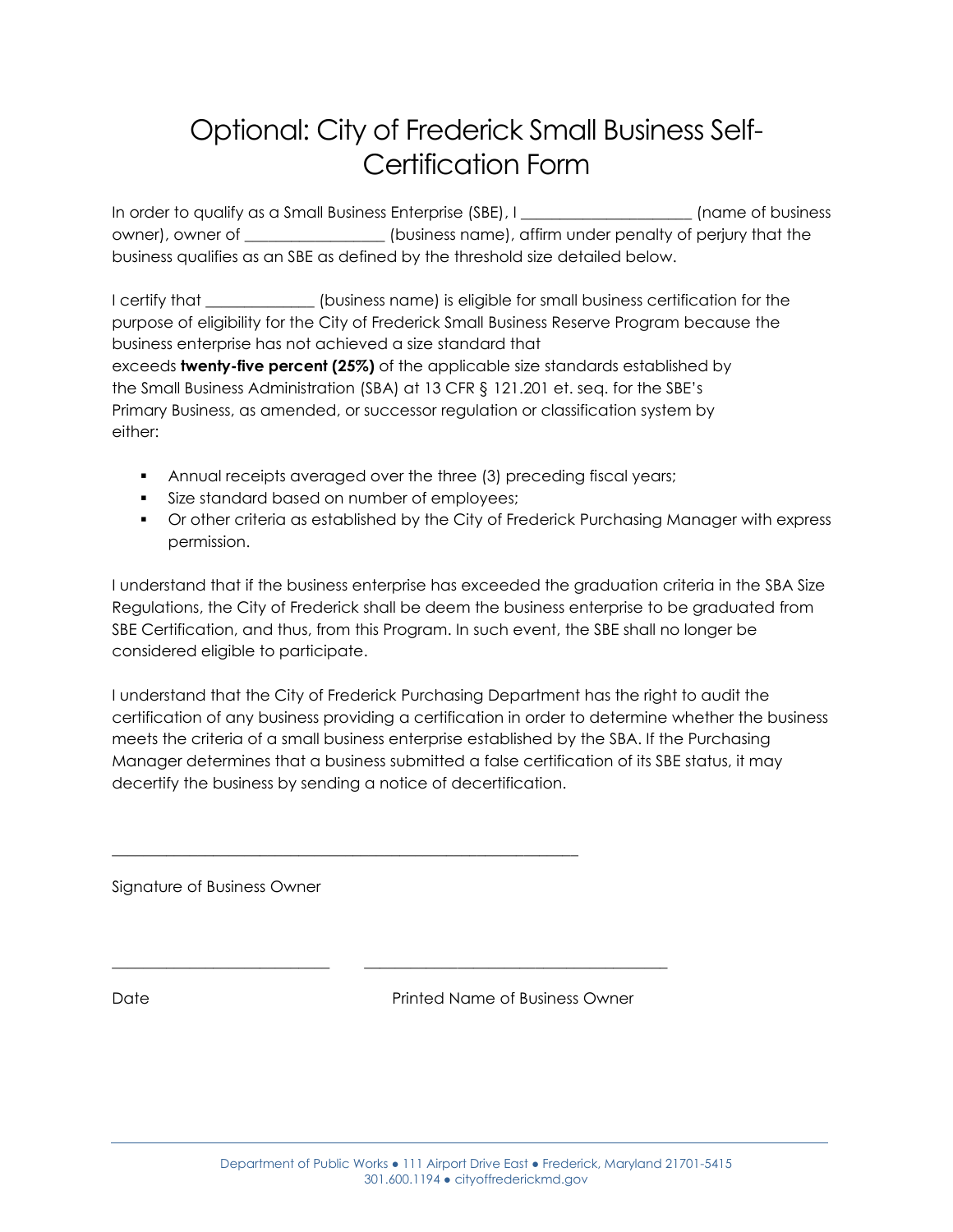# Optional: City of Frederick Small Business Self-Certification Form

In order to qualify as a Small Business Enterprise (SBE), I _____________________ (name of business owner), owner of _________________ (business name), affirm under penalty of perjury that the business qualifies as an SBE as defined by the threshold size detailed below.

I certify that _____________ (business name) is eligible for small business certification for the purpose of eligibility for the City of Frederick Small Business Reserve Program because the business enterprise has not achieved a size standard that exceeds **twenty-five percent (25%)** of the applicable size standards established by the Small Business Administration (SBA) at 13 CFR § 121.201 et. seq. for the SBE's Primary Business, as amended, or successor regulation or classification system by either:

- Annual receipts averaged over the three (3) preceding fiscal years;
- Size standard based on number of employees;
- Or other criteria as established by the City of Frederick Purchasing Manager with express permission.

I understand that if the business enterprise has exceeded the graduation criteria in the SBA Size Regulations, the City of Frederick shall be deem the business enterprise to be graduated from SBE Certification, and thus, from this Program. In such event, the SBE shall no longer be considered eligible to participate.

I understand that the City of Frederick Purchasing Department has the right to audit the certification of any business providing a certification in order to determine whether the business meets the criteria of a small business enterprise established by the SBA. If the Purchasing Manager determines that a business submitted a false certification of its SBE status, it may decertify the business by sending a notice of decertification.

_________________________________________________________

Signature of Business Owner

___________________________ ______________________________________

Date Printed Name of Business Owner

Department of Public Works ● 111 Airport Drive East ● Frederick, Maryland 21701-5415
301.600.1194 ● cityoffrederickmd.gov